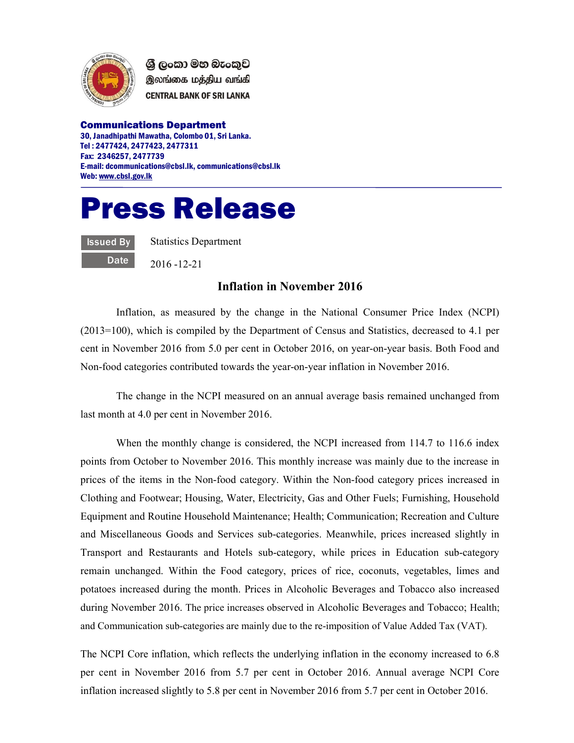ශ්‍රී ලංකා මහ බැංකුව
இலங்கை மத்திய வங்கி
CENTRAL BANK OF SRI LANKA

**Communications Department**
**30, Janadhipathi Mawatha, Colombo 01, Sri Lanka.**
**Tel : 2477424, 2477423, 2477311**
**Fax: 2346257, 2477739**
**E-mail: dcommunications@cbsl.lk, communications@cbsl.lk**
**Web: www.cbsl.gov.lk**

# Press Release

| | |
|---|---|
| Issued By | Statistics Department |
| Date | 2016 -12-21 |

## Inflation in November 2016

Inflation, as measured by the change in the National Consumer Price Index (NCPI) (2013=100), which is compiled by the Department of Census and Statistics, decreased to 4.1 per cent in November 2016 from 5.0 per cent in October 2016, on year-on-year basis. Both Food and Non-food categories contributed towards the year-on-year inflation in November 2016.

The change in the NCPI measured on an annual average basis remained unchanged from last month at 4.0 per cent in November 2016.

When the monthly change is considered, the NCPI increased from 114.7 to 116.6 index points from October to November 2016. This monthly increase was mainly due to the increase in prices of the items in the Non-food category. Within the Non-food category prices increased in Clothing and Footwear; Housing, Water, Electricity, Gas and Other Fuels; Furnishing, Household Equipment and Routine Household Maintenance; Health; Communication; Recreation and Culture and Miscellaneous Goods and Services sub-categories. Meanwhile, prices increased slightly in Transport and Restaurants and Hotels sub-category, while prices in Education sub-category remain unchanged. Within the Food category, prices of rice, coconuts, vegetables, limes and potatoes increased during the month. Prices in Alcoholic Beverages and Tobacco also increased during November 2016. The price increases observed in Alcoholic Beverages and Tobacco; Health; and Communication sub-categories are mainly due to the re-imposition of Value Added Tax (VAT).

The NCPI Core inflation, which reflects the underlying inflation in the economy increased to 6.8 per cent in November 2016 from 5.7 per cent in October 2016. Annual average NCPI Core inflation increased slightly to 5.8 per cent in November 2016 from 5.7 per cent in October 2016.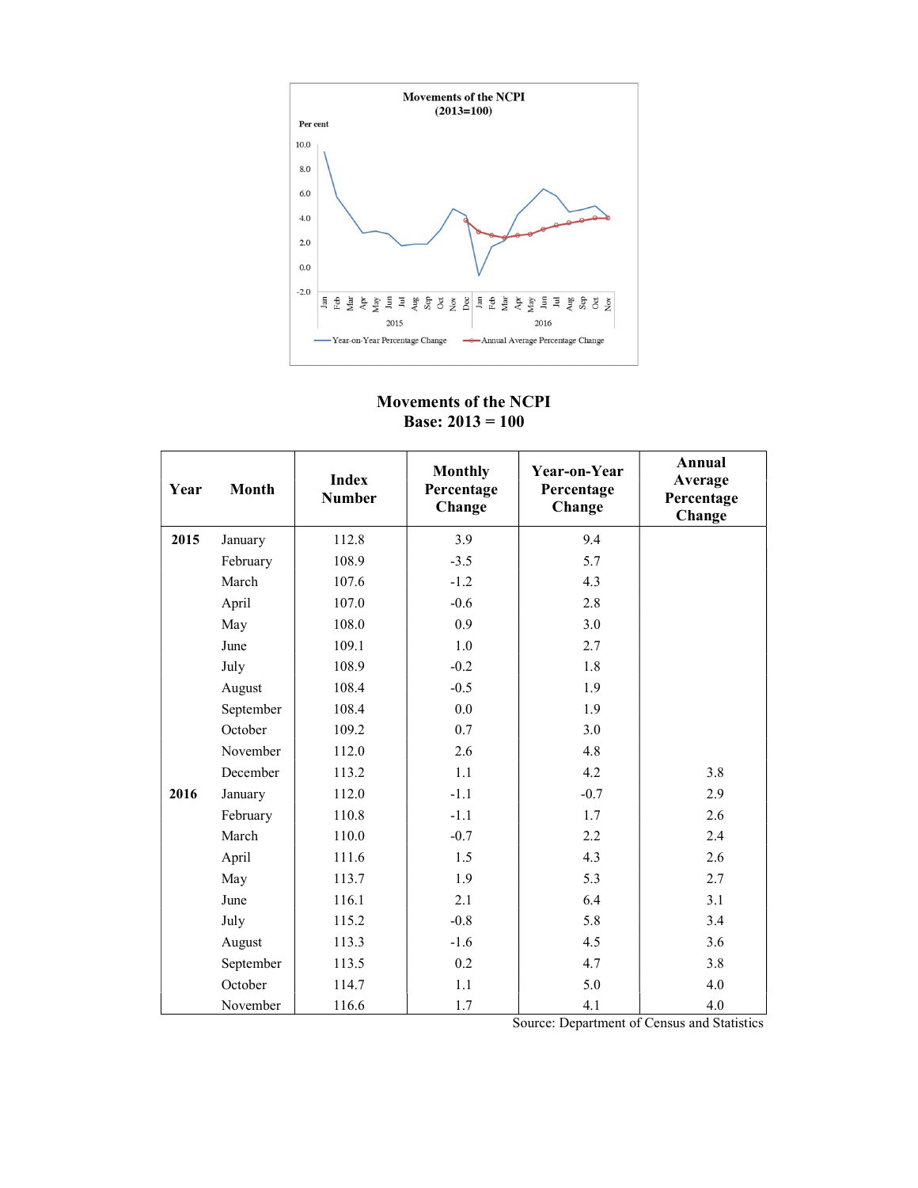Movements of the NCPI
(2013=100)

Per cent

10.0
8.0
6.0
4.0
2.0
0.0
-2.0

Jan Feb Mar Apr May Jun Jul Aug Sep Oct Nov Dec Jan Feb Mar Apr May Jun Jul Aug Sep Oct Nov

2015 2016

Year-on-Year Percentage Change
Annual Average Percentage Change

## Movements of the NCPI
## Base: 2013 = 100

| Year | Month | Index Number | Monthly Percentage Change | Year-on-Year Percentage Change | Annual Average Percentage Change |
|---|---|---|---|---|---|
| **2015** | January | 112.8 | 3.9 | 9.4 | |
| | February | 108.9 | -3.5 | 5.7 | |
| | March | 107.6 | -1.2 | 4.3 | |
| | April | 107.0 | -0.6 | 2.8 | |
| | May | 108.0 | 0.9 | 3.0 | |
| | June | 109.1 | 1.0 | 2.7 | |
| | July | 108.9 | -0.2 | 1.8 | |
| | August | 108.4 | -0.5 | 1.9 | |
| | September | 108.4 | 0.0 | 1.9 | |
| | October | 109.2 | 0.7 | 3.0 | |
| | November | 112.0 | 2.6 | 4.8 | |
| | December | 113.2 | 1.1 | 4.2 | 3.8 |
| **2016** | January | 112.0 | -1.1 | -0.7 | 2.9 |
| | February | 110.8 | -1.1 | 1.7 | 2.6 |
| | March | 110.0 | -0.7 | 2.2 | 2.4 |
| | April | 111.6 | 1.5 | 4.3 | 2.6 |
| | May | 113.7 | 1.9 | 5.3 | 2.7 |
| | June | 116.1 | 2.1 | 6.4 | 3.1 |
| | July | 115.2 | -0.8 | 5.8 | 3.4 |
| | August | 113.3 | -1.6 | 4.5 | 3.6 |
| | September | 113.5 | 0.2 | 4.7 | 3.8 |
| | October | 114.7 | 1.1 | 5.0 | 4.0 |
| | November | 116.6 | 1.7 | 4.1 | 4.0 |

Source: Department of Census and Statistics